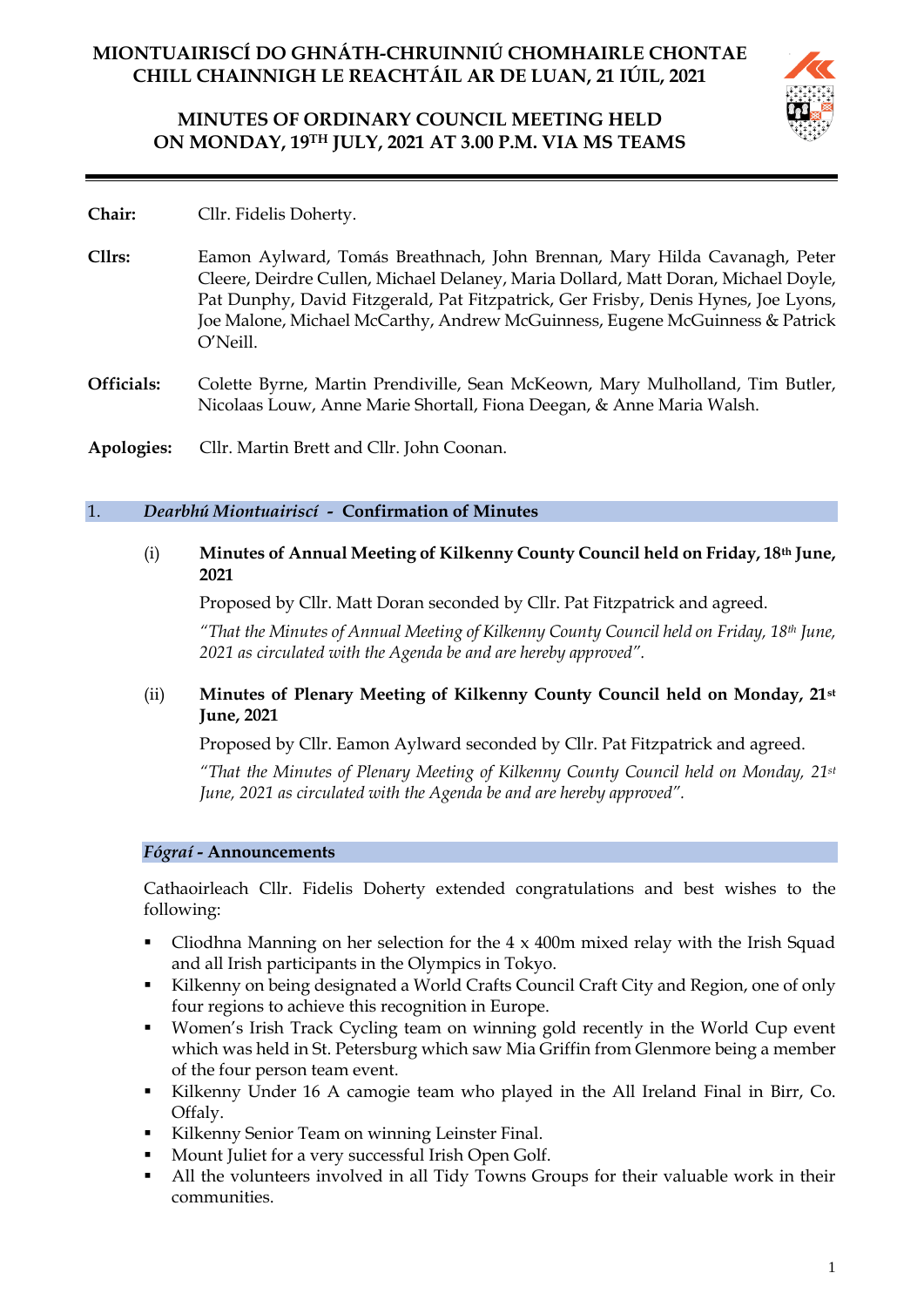# MIONTUAIRISCÍ DO GHNÁTH-CHRUINNIÚ CHOMHAIRLE CHONTAE CHILL CHAINNIGH LE REACHTÁIL AR DE LUAN, 21 IÚIL, 2021

# MINUTES OF ORDINARY COUNCIL MEETING HELD ON MONDAY, 19TH JULY, 2021 AT 3.00 P.M. VIA MS TEAMS

**Chair:** Cllr. Fidelis Doherty.

**Cllrs:** Eamon Aylward, Tomás Breathnach, John Brennan, Mary Hilda Cavanagh, Peter Cleere, Deirdre Cullen, Michael Delaney, Maria Dollard, Matt Doran, Michael Doyle, Pat Dunphy, David Fitzgerald, Pat Fitzpatrick, Ger Frisby, Denis Hynes, Joe Lyons, Joe Malone, Michael McCarthy, Andrew McGuinness, Eugene McGuinness & Patrick O'Neill.

**Officials:** Colette Byrne, Martin Prendiville, Sean McKeown, Mary Mulholland, Tim Butler, Nicolaas Louw, Anne Marie Shortall, Fiona Deegan, & Anne Maria Walsh.

**Apologies:** Cllr. Martin Brett and Cllr. John Coonan.

## 1. *Dearbhú Miontuairiscí* - Confirmation of Minutes

(i) **Minutes of Annual Meeting of Kilkenny County Council held on Friday, 18th June, 2021**

Proposed by Cllr. Matt Doran seconded by Cllr. Pat Fitzpatrick and agreed.

*"That the Minutes of Annual Meeting of Kilkenny County Council held on Friday, 18th June, 2021 as circulated with the Agenda be and are hereby approved".*

(ii) **Minutes of Plenary Meeting of Kilkenny County Council held on Monday, 21st June, 2021**

Proposed by Cllr. Eamon Aylward seconded by Cllr. Pat Fitzpatrick and agreed.

*"That the Minutes of Plenary Meeting of Kilkenny County Council held on Monday, 21st June, 2021 as circulated with the Agenda be and are hereby approved".*

## *Fógraí* - Announcements

Cathaoirleach Cllr. Fidelis Doherty extended congratulations and best wishes to the following:

- Cliodhna Manning on her selection for the 4 x 400m mixed relay with the Irish Squad and all Irish participants in the Olympics in Tokyo.
- Kilkenny on being designated a World Crafts Council Craft City and Region, one of only four regions to achieve this recognition in Europe.
- Women's Irish Track Cycling team on winning gold recently in the World Cup event which was held in St. Petersburg which saw Mia Griffin from Glenmore being a member of the four person team event.
- Kilkenny Under 16 A camogie team who played in the All Ireland Final in Birr, Co. Offaly.
- Kilkenny Senior Team on winning Leinster Final.
- Mount Juliet for a very successful Irish Open Golf.
- All the volunteers involved in all Tidy Towns Groups for their valuable work in their communities.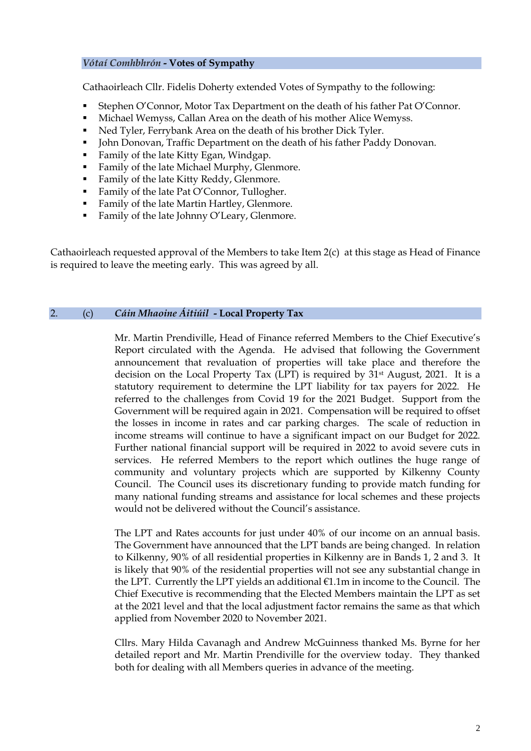## *Vótaí Comhbhrón* - Votes of Sympathy

Cathaoirleach Cllr. Fidelis Doherty extended Votes of Sympathy to the following:

- Stephen O'Connor, Motor Tax Department on the death of his father Pat O'Connor.
- Michael Wemyss, Callan Area on the death of his mother Alice Wemyss.
- Ned Tyler, Ferrybank Area on the death of his brother Dick Tyler.
- John Donovan, Traffic Department on the death of his father Paddy Donovan.
- Family of the late Kitty Egan, Windgap.
- Family of the late Michael Murphy, Glenmore.
- Family of the late Kitty Reddy, Glenmore.
- Family of the late Pat O'Connor, Tullogher.
- Family of the late Martin Hartley, Glenmore.
- Family of the late Johnny O'Leary, Glenmore.

Cathaoirleach requested approval of the Members to take Item 2(c) at this stage as Head of Finance is required to leave the meeting early. This was agreed by all.

## 2. (c) *Cáin Mhaoine Áitiúil* - Local Property Tax

Mr. Martin Prendiville, Head of Finance referred Members to the Chief Executive's Report circulated with the Agenda. He advised that following the Government announcement that revaluation of properties will take place and therefore the decision on the Local Property Tax (LPT) is required by 31st August, 2021. It is a statutory requirement to determine the LPT liability for tax payers for 2022. He referred to the challenges from Covid 19 for the 2021 Budget. Support from the Government will be required again in 2021. Compensation will be required to offset the losses in income in rates and car parking charges. The scale of reduction in income streams will continue to have a significant impact on our Budget for 2022. Further national financial support will be required in 2022 to avoid severe cuts in services. He referred Members to the report which outlines the huge range of community and voluntary projects which are supported by Kilkenny County Council. The Council uses its discretionary funding to provide match funding for many national funding streams and assistance for local schemes and these projects would not be delivered without the Council's assistance.

The LPT and Rates accounts for just under 40% of our income on an annual basis. The Government have announced that the LPT bands are being changed. In relation to Kilkenny, 90% of all residential properties in Kilkenny are in Bands 1, 2 and 3. It is likely that 90% of the residential properties will not see any substantial change in the LPT. Currently the LPT yields an additional €1.1m in income to the Council. The Chief Executive is recommending that the Elected Members maintain the LPT as set at the 2021 level and that the local adjustment factor remains the same as that which applied from November 2020 to November 2021.

Cllrs. Mary Hilda Cavanagh and Andrew McGuinness thanked Ms. Byrne for her detailed report and Mr. Martin Prendiville for the overview today. They thanked both for dealing with all Members queries in advance of the meeting.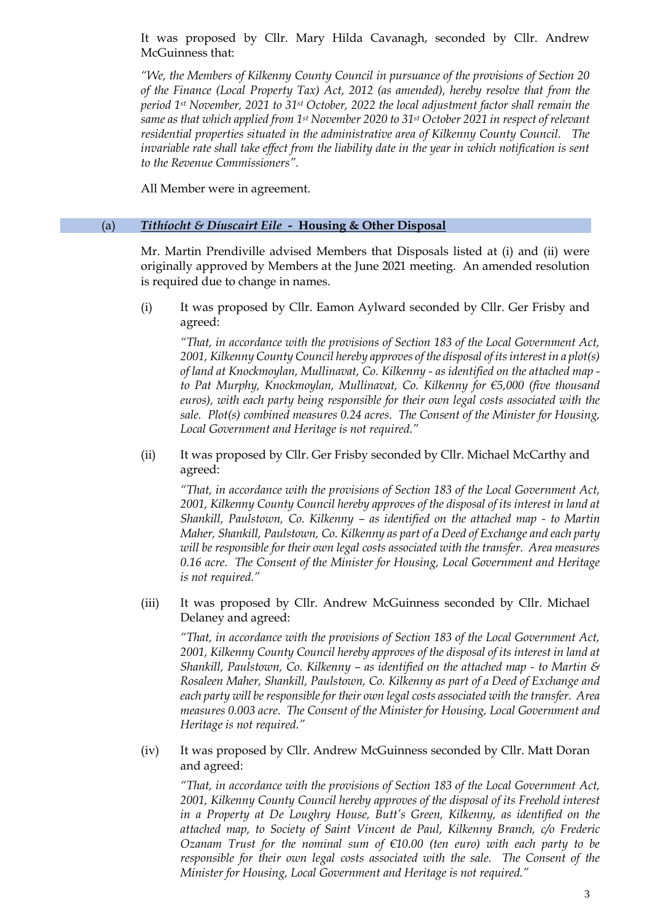It was proposed by Cllr. Mary Hilda Cavanagh, seconded by Cllr. Andrew McGuinness that:

*"We, the Members of Kilkenny County Council in pursuance of the provisions of Section 20 of the Finance (Local Property Tax) Act, 2012 (as amended), hereby resolve that from the period 1st November, 2021 to 31st October, 2022 the local adjustment factor shall remain the same as that which applied from 1st November 2020 to 31st October 2021 in respect of relevant residential properties situated in the administrative area of Kilkenny County Council. The invariable rate shall take effect from the liability date in the year in which notification is sent to the Revenue Commissioners".*

All Member were in agreement.

## (a) ***Tithíocht & Díuscairt Eile* - Housing & Other Disposal**

Mr. Martin Prendiville advised Members that Disposals listed at (i) and (ii) were originally approved by Members at the June 2021 meeting. An amended resolution is required due to change in names.

(i) It was proposed by Cllr. Eamon Aylward seconded by Cllr. Ger Frisby and agreed:

*"That, in accordance with the provisions of Section 183 of the Local Government Act, 2001, Kilkenny County Council hereby approves of the disposal of its interest in a plot(s) of land at Knockmoylan, Mullinavat, Co. Kilkenny - as identified on the attached map - to Pat Murphy, Knockmoylan, Mullinavat, Co. Kilkenny for €5,000 (five thousand euros), with each party being responsible for their own legal costs associated with the sale. Plot(s) combined measures 0.24 acres. The Consent of the Minister for Housing, Local Government and Heritage is not required."*

(ii) It was proposed by Cllr. Ger Frisby seconded by Cllr. Michael McCarthy and agreed:

*"That, in accordance with the provisions of Section 183 of the Local Government Act, 2001, Kilkenny County Council hereby approves of the disposal of its interest in land at Shankill, Paulstown, Co. Kilkenny – as identified on the attached map - to Martin Maher, Shankill, Paulstown, Co. Kilkenny as part of a Deed of Exchange and each party will be responsible for their own legal costs associated with the transfer. Area measures 0.16 acre. The Consent of the Minister for Housing, Local Government and Heritage is not required."*

(iii) It was proposed by Cllr. Andrew McGuinness seconded by Cllr. Michael Delaney and agreed:

*"That, in accordance with the provisions of Section 183 of the Local Government Act, 2001, Kilkenny County Council hereby approves of the disposal of its interest in land at Shankill, Paulstown, Co. Kilkenny – as identified on the attached map - to Martin & Rosaleen Maher, Shankill, Paulstown, Co. Kilkenny as part of a Deed of Exchange and each party will be responsible for their own legal costs associated with the transfer. Area measures 0.003 acre. The Consent of the Minister for Housing, Local Government and Heritage is not required."*

(iv) It was proposed by Cllr. Andrew McGuinness seconded by Cllr. Matt Doran and agreed:

*"That, in accordance with the provisions of Section 183 of the Local Government Act, 2001, Kilkenny County Council hereby approves of the disposal of its Freehold interest in a Property at De Loughry House, Butt's Green, Kilkenny, as identified on the attached map, to Society of Saint Vincent de Paul, Kilkenny Branch, c/o Frederic Ozanam Trust for the nominal sum of €10.00 (ten euro) with each party to be responsible for their own legal costs associated with the sale. The Consent of the Minister for Housing, Local Government and Heritage is not required."*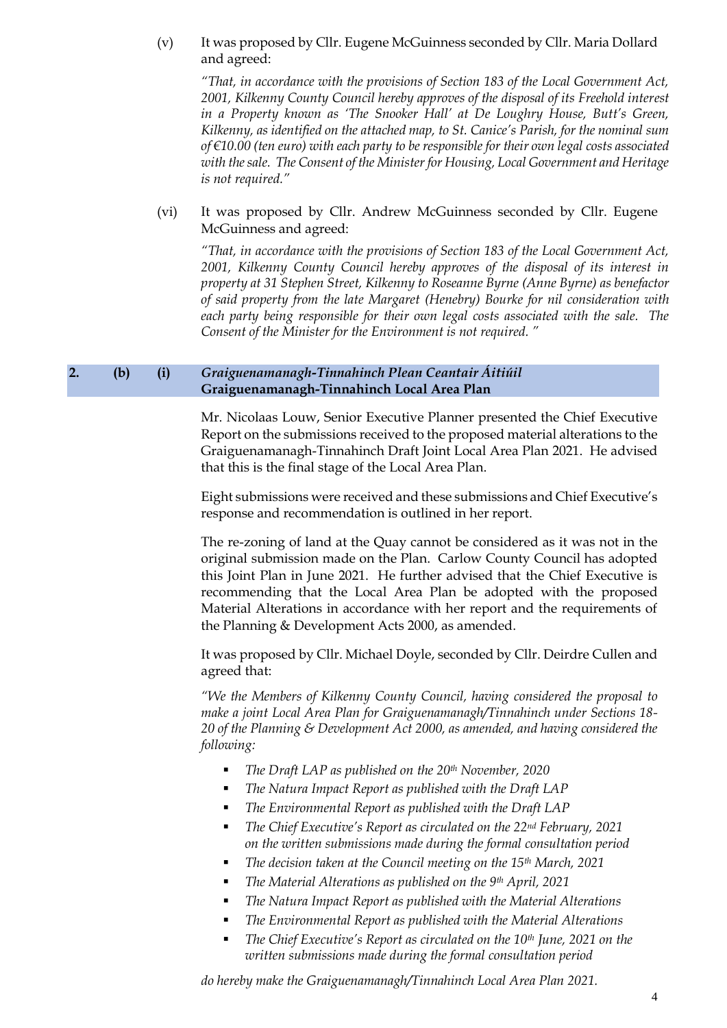(v) It was proposed by Cllr. Eugene McGuinness seconded by Cllr. Maria Dollard and agreed:

*"That, in accordance with the provisions of Section 183 of the Local Government Act, 2001, Kilkenny County Council hereby approves of the disposal of its Freehold interest in a Property known as 'The Snooker Hall' at De Loughry House, Butt's Green, Kilkenny, as identified on the attached map, to St. Canice's Parish, for the nominal sum of €10.00 (ten euro) with each party to be responsible for their own legal costs associated with the sale. The Consent of the Minister for Housing, Local Government and Heritage is not required."*

(vi) It was proposed by Cllr. Andrew McGuinness seconded by Cllr. Eugene McGuinness and agreed:

*"That, in accordance with the provisions of Section 183 of the Local Government Act, 2001, Kilkenny County Council hereby approves of the disposal of its interest in property at 31 Stephen Street, Kilkenny to Roseanne Byrne (Anne Byrne) as benefactor of said property from the late Margaret (Henebry) Bourke for nil consideration with each party being responsible for their own legal costs associated with the sale. The Consent of the Minister for the Environment is not required. "*

## 2. (b) (i) *Graiguenamanagh-Tinnahinch Plean Ceantair Áitiúil* **Graiguenamanagh-Tinnahinch Local Area Plan**

Mr. Nicolaas Louw, Senior Executive Planner presented the Chief Executive Report on the submissions received to the proposed material alterations to the Graiguenamanagh-Tinnahinch Draft Joint Local Area Plan 2021. He advised that this is the final stage of the Local Area Plan.

Eight submissions were received and these submissions and Chief Executive's response and recommendation is outlined in her report.

The re-zoning of land at the Quay cannot be considered as it was not in the original submission made on the Plan. Carlow County Council has adopted this Joint Plan in June 2021. He further advised that the Chief Executive is recommending that the Local Area Plan be adopted with the proposed Material Alterations in accordance with her report and the requirements of the Planning & Development Acts 2000, as amended.

It was proposed by Cllr. Michael Doyle, seconded by Cllr. Deirdre Cullen and agreed that:

*"We the Members of Kilkenny County Council, having considered the proposal to make a joint Local Area Plan for Graiguenamanagh/Tinnahinch under Sections 18-20 of the Planning & Development Act 2000, as amended, and having considered the following:*

- *The Draft LAP as published on the 20th November, 2020*
- *The Natura Impact Report as published with the Draft LAP*
- *The Environmental Report as published with the Draft LAP*
- *The Chief Executive's Report as circulated on the 22nd February, 2021 on the written submissions made during the formal consultation period*
- *The decision taken at the Council meeting on the 15th March, 2021*
- *The Material Alterations as published on the 9th April, 2021*
- *The Natura Impact Report as published with the Material Alterations*
- *The Environmental Report as published with the Material Alterations*
- *The Chief Executive's Report as circulated on the 10th June, 2021 on the written submissions made during the formal consultation period*

*do hereby make the Graiguenamanagh/Tinnahinch Local Area Plan 2021.*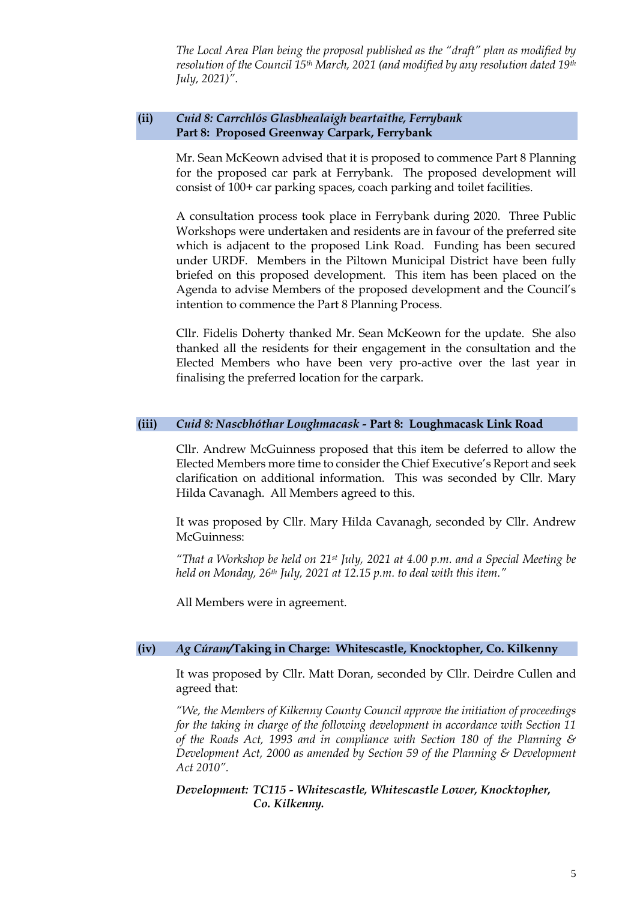*The Local Area Plan being the proposal published as the "draft" plan as modified by resolution of the Council 15th March, 2021 (and modified by any resolution dated 19th July, 2021)".*

### (ii) *Cuid 8: Carrchlós Glasbhealaigh beartaithe, Ferrybank* **Part 8: Proposed Greenway Carpark, Ferrybank**

Mr. Sean McKeown advised that it is proposed to commence Part 8 Planning for the proposed car park at Ferrybank. The proposed development will consist of 100+ car parking spaces, coach parking and toilet facilities.

A consultation process took place in Ferrybank during 2020. Three Public Workshops were undertaken and residents are in favour of the preferred site which is adjacent to the proposed Link Road. Funding has been secured under URDF. Members in the Piltown Municipal District have been fully briefed on this proposed development. This item has been placed on the Agenda to advise Members of the proposed development and the Council's intention to commence the Part 8 Planning Process.

Cllr. Fidelis Doherty thanked Mr. Sean McKeown for the update. She also thanked all the residents for their engagement in the consultation and the Elected Members who have been very pro-active over the last year in finalising the preferred location for the carpark.

### (iii) *Cuid 8: Nascbhóthar Loughmacask* - **Part 8: Loughmacask Link Road**

Cllr. Andrew McGuinness proposed that this item be deferred to allow the Elected Members more time to consider the Chief Executive's Report and seek clarification on additional information. This was seconded by Cllr. Mary Hilda Cavanagh. All Members agreed to this.

It was proposed by Cllr. Mary Hilda Cavanagh, seconded by Cllr. Andrew McGuinness:

*"That a Workshop be held on 21st July, 2021 at 4.00 p.m. and a Special Meeting be held on Monday, 26th July, 2021 at 12.15 p.m. to deal with this item."*

All Members were in agreement.

### (iv) *Ag Cúram/*Taking in Charge: Whitescastle, Knocktopher, Co. Kilkenny

It was proposed by Cllr. Matt Doran, seconded by Cllr. Deirdre Cullen and agreed that:

*"We, the Members of Kilkenny County Council approve the initiation of proceedings for the taking in charge of the following development in accordance with Section 11 of the Roads Act, 1993 and in compliance with Section 180 of the Planning & Development Act, 2000 as amended by Section 59 of the Planning & Development Act 2010".*

***Development: TC115 - Whitescastle, Whitescastle Lower, Knocktopher, Co. Kilkenny.***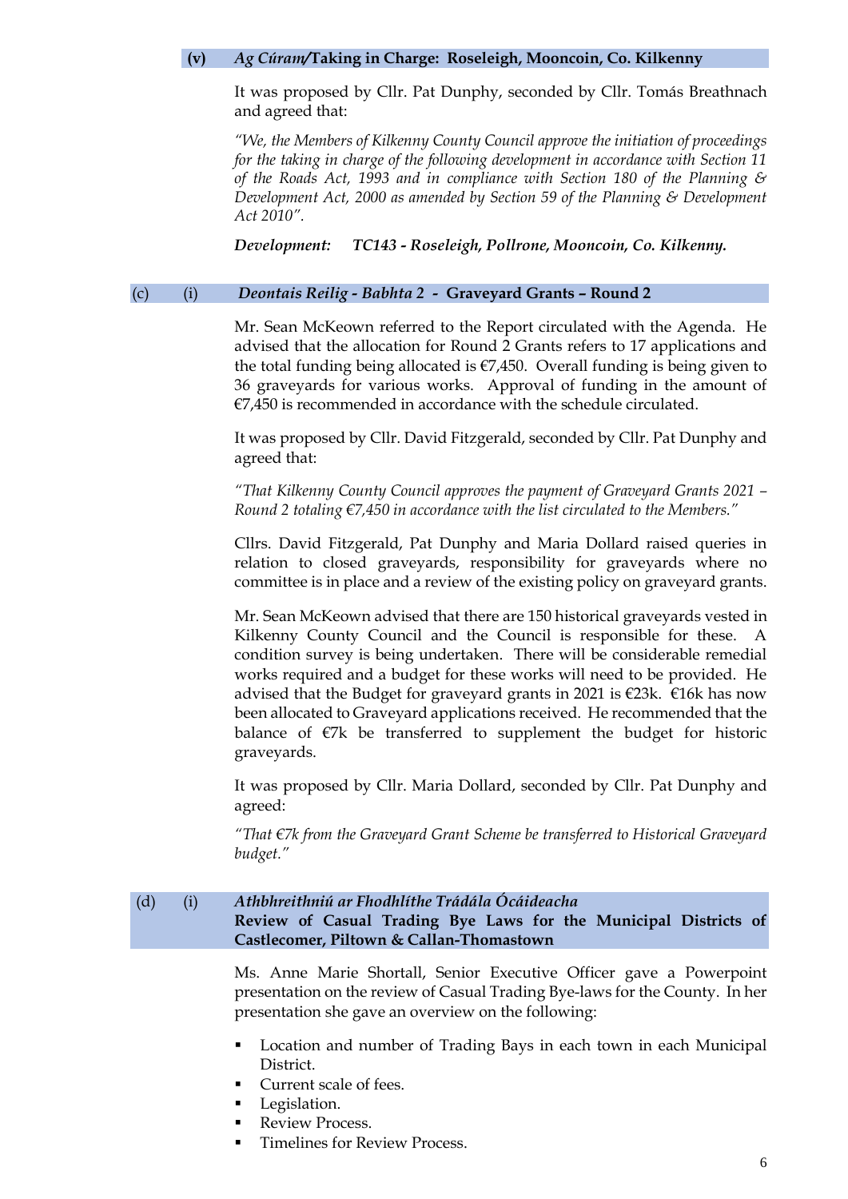### (v) *Ag Cúram/*Taking in Charge: Roseleigh, Mooncoin, Co. Kilkenny

It was proposed by Cllr. Pat Dunphy, seconded by Cllr. Tomás Breathnach and agreed that:

*"We, the Members of Kilkenny County Council approve the initiation of proceedings for the taking in charge of the following development in accordance with Section 11 of the Roads Act, 1993 and in compliance with Section 180 of the Planning & Development Act, 2000 as amended by Section 59 of the Planning & Development Act 2010".*

***Development: TC143 - Roseleigh, Pollrone, Mooncoin, Co. Kilkenny.***

### (c) (i) *Deontais Reilig - Babhta 2* - Graveyard Grants – Round 2

Mr. Sean McKeown referred to the Report circulated with the Agenda. He advised that the allocation for Round 2 Grants refers to 17 applications and the total funding being allocated is €7,450. Overall funding is being given to 36 graveyards for various works. Approval of funding in the amount of €7,450 is recommended in accordance with the schedule circulated.

It was proposed by Cllr. David Fitzgerald, seconded by Cllr. Pat Dunphy and agreed that:

*"That Kilkenny County Council approves the payment of Graveyard Grants 2021 – Round 2 totaling €7,450 in accordance with the list circulated to the Members."*

Cllrs. David Fitzgerald, Pat Dunphy and Maria Dollard raised queries in relation to closed graveyards, responsibility for graveyards where no committee is in place and a review of the existing policy on graveyard grants.

Mr. Sean McKeown advised that there are 150 historical graveyards vested in Kilkenny County Council and the Council is responsible for these. A condition survey is being undertaken. There will be considerable remedial works required and a budget for these works will need to be provided. He advised that the Budget for graveyard grants in 2021 is €23k. €16k has now been allocated to Graveyard applications received. He recommended that the balance of €7k be transferred to supplement the budget for historic graveyards.

It was proposed by Cllr. Maria Dollard, seconded by Cllr. Pat Dunphy and agreed:

*"That €7k from the Graveyard Grant Scheme be transferred to Historical Graveyard budget."*

### (d) (i) *Athbhreithniú ar Fhodhlíthe Trádála Ócáideacha* Review of Casual Trading Bye Laws for the Municipal Districts of Castlecomer, Piltown & Callan-Thomastown

Ms. Anne Marie Shortall, Senior Executive Officer gave a Powerpoint presentation on the review of Casual Trading Bye-laws for the County. In her presentation she gave an overview on the following:

- Location and number of Trading Bays in each town in each Municipal District.
- Current scale of fees.
- Legislation.
- Review Process.
- Timelines for Review Process.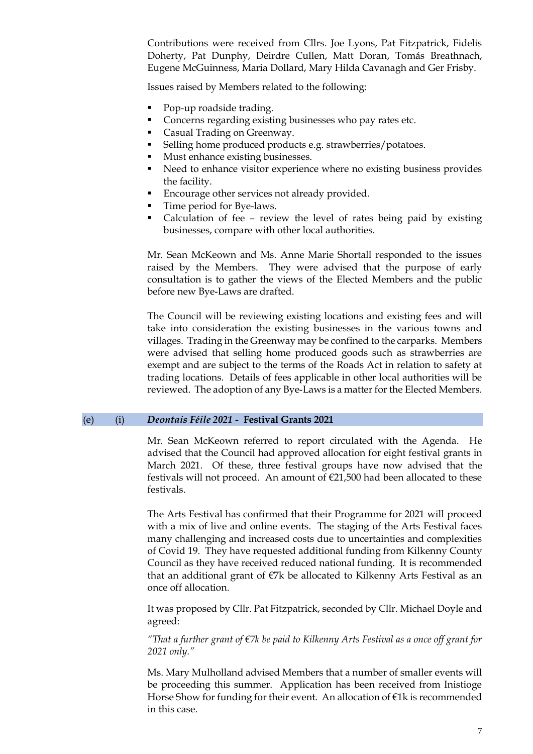Contributions were received from Cllrs. Joe Lyons, Pat Fitzpatrick, Fidelis Doherty, Pat Dunphy, Deirdre Cullen, Matt Doran, Tomás Breathnach, Eugene McGuinness, Maria Dollard, Mary Hilda Cavanagh and Ger Frisby.

Issues raised by Members related to the following:

- Pop-up roadside trading.
- Concerns regarding existing businesses who pay rates etc.
- Casual Trading on Greenway.
- Selling home produced products e.g. strawberries/potatoes.
- Must enhance existing businesses.
- Need to enhance visitor experience where no existing business provides the facility.
- Encourage other services not already provided.
- Time period for Bye-laws.
- Calculation of fee – review the level of rates being paid by existing businesses, compare with other local authorities.

Mr. Sean McKeown and Ms. Anne Marie Shortall responded to the issues raised by the Members. They were advised that the purpose of early consultation is to gather the views of the Elected Members and the public before new Bye-Laws are drafted.

The Council will be reviewing existing locations and existing fees and will take into consideration the existing businesses in the various towns and villages. Trading in the Greenway may be confined to the carparks. Members were advised that selling home produced goods such as strawberries are exempt and are subject to the terms of the Roads Act in relation to safety at trading locations. Details of fees applicable in other local authorities will be reviewed. The adoption of any Bye-Laws is a matter for the Elected Members.

## (e) (i) *Deontais Féile 2021* - Festival Grants 2021

Mr. Sean McKeown referred to report circulated with the Agenda. He advised that the Council had approved allocation for eight festival grants in March 2021. Of these, three festival groups have now advised that the festivals will not proceed. An amount of €21,500 had been allocated to these festivals.

The Arts Festival has confirmed that their Programme for 2021 will proceed with a mix of live and online events. The staging of the Arts Festival faces many challenging and increased costs due to uncertainties and complexities of Covid 19. They have requested additional funding from Kilkenny County Council as they have received reduced national funding. It is recommended that an additional grant of €7k be allocated to Kilkenny Arts Festival as an once off allocation.

It was proposed by Cllr. Pat Fitzpatrick, seconded by Cllr. Michael Doyle and agreed:

*"That a further grant of €7k be paid to Kilkenny Arts Festival as a once off grant for 2021 only."*

Ms. Mary Mulholland advised Members that a number of smaller events will be proceeding this summer. Application has been received from Inistioge Horse Show for funding for their event. An allocation of €1k is recommended in this case.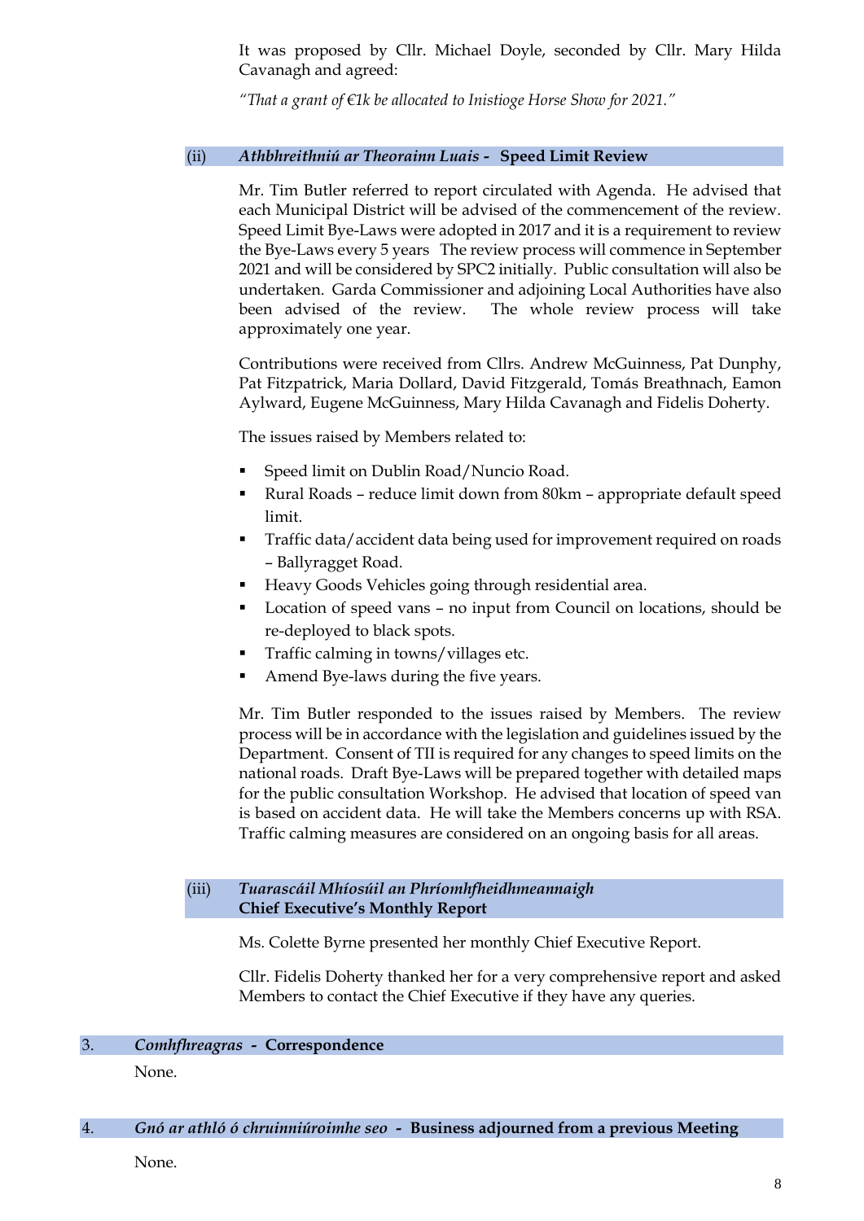It was proposed by Cllr. Michael Doyle, seconded by Cllr. Mary Hilda Cavanagh and agreed:

*"That a grant of €1k be allocated to Inistioge Horse Show for 2021."*

### (ii) *Athbhreithniú ar Theorainn Luais* - **Speed Limit Review**

Mr. Tim Butler referred to report circulated with Agenda. He advised that each Municipal District will be advised of the commencement of the review. Speed Limit Bye-Laws were adopted in 2017 and it is a requirement to review the Bye-Laws every 5 years The review process will commence in September 2021 and will be considered by SPC2 initially. Public consultation will also be undertaken. Garda Commissioner and adjoining Local Authorities have also been advised of the review. The whole review process will take approximately one year.

Contributions were received from Cllrs. Andrew McGuinness, Pat Dunphy, Pat Fitzpatrick, Maria Dollard, David Fitzgerald, Tomás Breathnach, Eamon Aylward, Eugene McGuinness, Mary Hilda Cavanagh and Fidelis Doherty.

The issues raised by Members related to:

- Speed limit on Dublin Road/Nuncio Road.
- Rural Roads – reduce limit down from 80km – appropriate default speed limit.
- Traffic data/accident data being used for improvement required on roads – Ballyragget Road.
- Heavy Goods Vehicles going through residential area.
- Location of speed vans – no input from Council on locations, should be re-deployed to black spots.
- Traffic calming in towns/villages etc.
- Amend Bye-laws during the five years.

Mr. Tim Butler responded to the issues raised by Members. The review process will be in accordance with the legislation and guidelines issued by the Department. Consent of TII is required for any changes to speed limits on the national roads. Draft Bye-Laws will be prepared together with detailed maps for the public consultation Workshop. He advised that location of speed van is based on accident data. He will take the Members concerns up with RSA. Traffic calming measures are considered on an ongoing basis for all areas.

### (iii) *Tuarascáil Mhíosúil an Phríomhfheidhmeannaigh* **Chief Executive's Monthly Report**

Ms. Colette Byrne presented her monthly Chief Executive Report.

Cllr. Fidelis Doherty thanked her for a very comprehensive report and asked Members to contact the Chief Executive if they have any queries.

## 3. *Comhfhreagras* - **Correspondence**

None.

## 4. *Gnó ar athló ó chruinniúroimhe seo* - **Business adjourned from a previous Meeting**

None.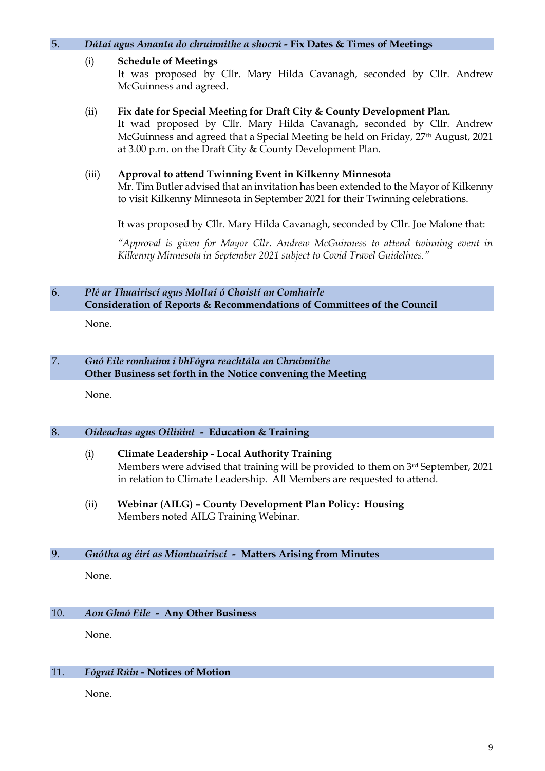## 5. *Dátaí agus Amanta do chruinnithe a shocrú* - Fix Dates & Times of Meetings

(i) **Schedule of Meetings**
It was proposed by Cllr. Mary Hilda Cavanagh, seconded by Cllr. Andrew McGuinness and agreed.

(ii) **Fix date for Special Meeting for Draft City & County Development Plan.**
It wad proposed by Cllr. Mary Hilda Cavanagh, seconded by Cllr. Andrew McGuinness and agreed that a Special Meeting be held on Friday, 27th August, 2021 at 3.00 p.m. on the Draft City & County Development Plan.

(iii) **Approval to attend Twinning Event in Kilkenny Minnesota**
Mr. Tim Butler advised that an invitation has been extended to the Mayor of Kilkenny to visit Kilkenny Minnesota in September 2021 for their Twinning celebrations.

It was proposed by Cllr. Mary Hilda Cavanagh, seconded by Cllr. Joe Malone that:

*"Approval is given for Mayor Cllr. Andrew McGuinness to attend twinning event in Kilkenny Minnesota in September 2021 subject to Covid Travel Guidelines."*

## 6. *Plé ar Thuairiscí agus Moltaí ó Choistí an Comhairle* Consideration of Reports & Recommendations of Committees of the Council

None.

## 7. *Gnó Eile romhainn i bhFógra reachtála an Chruinnithe* Other Business set forth in the Notice convening the Meeting

None.

## 8. *Oideachas agus Oiliúint* - Education & Training

(i) **Climate Leadership - Local Authority Training**
Members were advised that training will be provided to them on 3rd September, 2021 in relation to Climate Leadership. All Members are requested to attend.

(ii) **Webinar (AILG) – County Development Plan Policy: Housing**
Members noted AILG Training Webinar.

## 9. *Gnótha ag éirí as Miontuairiscí* - Matters Arising from Minutes

None.

## 10. *Aon Ghnó Eile* - Any Other Business

None.

## 11. *Fógraí Rúin* - Notices of Motion

None.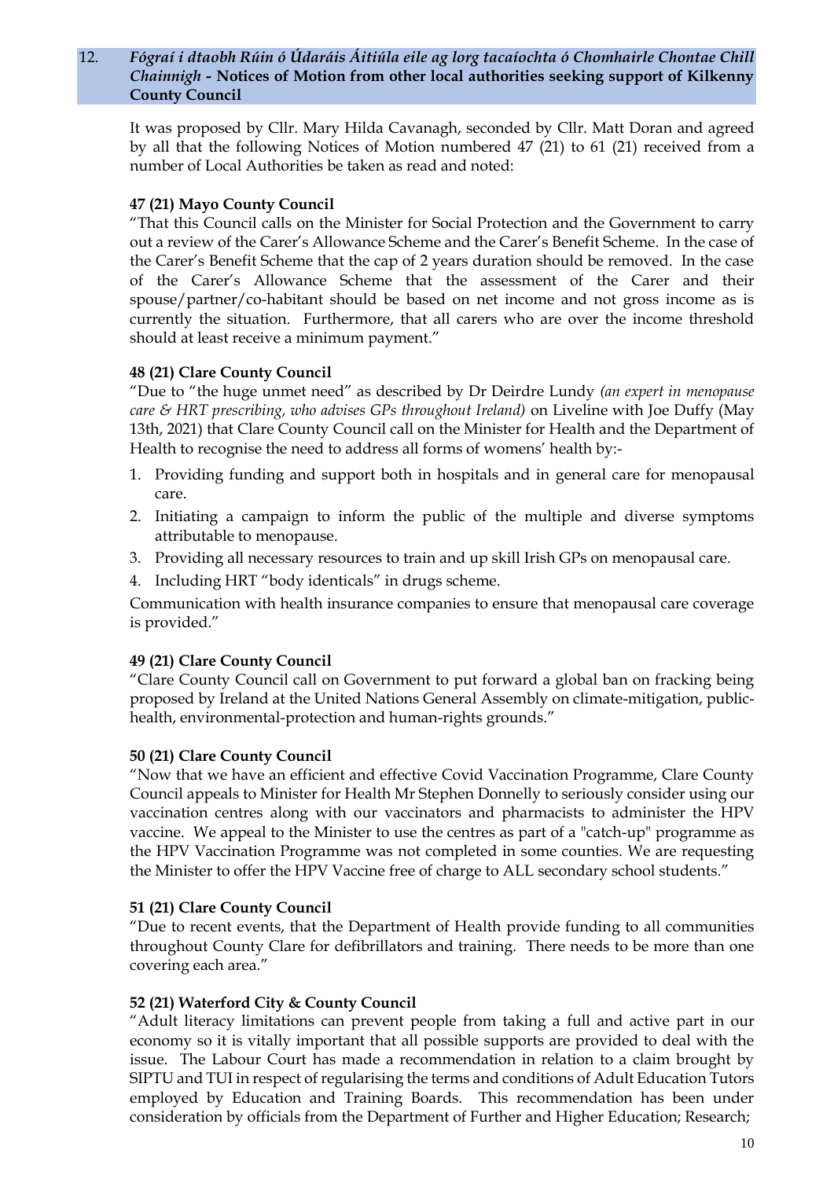## 12. *Fógraí i dtaobh Rúin ó Údaráis Áitiúla eile ag lorg tacaíochta ó Chomhairle Chontae Chill Chainnigh* - Notices of Motion from other local authorities seeking support of Kilkenny County Council

It was proposed by Cllr. Mary Hilda Cavanagh, seconded by Cllr. Matt Doran and agreed by all that the following Notices of Motion numbered 47 (21) to 61 (21) received from a number of Local Authorities be taken as read and noted:

**47 (21) Mayo County Council**

"That this Council calls on the Minister for Social Protection and the Government to carry out a review of the Carer's Allowance Scheme and the Carer's Benefit Scheme. In the case of the Carer's Benefit Scheme that the cap of 2 years duration should be removed. In the case of the Carer's Allowance Scheme that the assessment of the Carer and their spouse/partner/co-habitant should be based on net income and not gross income as is currently the situation. Furthermore, that all carers who are over the income threshold should at least receive a minimum payment."

**48 (21) Clare County Council**

"Due to "the huge unmet need" as described by Dr Deirdre Lundy *(an expert in menopause care & HRT prescribing, who advises GPs throughout Ireland)* on Liveline with Joe Duffy (May 13th, 2021) that Clare County Council call on the Minister for Health and the Department of Health to recognise the need to address all forms of womens' health by:-

1. Providing funding and support both in hospitals and in general care for menopausal care.
2. Initiating a campaign to inform the public of the multiple and diverse symptoms attributable to menopause.
3. Providing all necessary resources to train and up skill Irish GPs on menopausal care.
4. Including HRT "body identicals" in drugs scheme.

Communication with health insurance companies to ensure that menopausal care coverage is provided."

**49 (21) Clare County Council**

"Clare County Council call on Government to put forward a global ban on fracking being proposed by Ireland at the United Nations General Assembly on climate-mitigation, public-health, environmental-protection and human-rights grounds."

**50 (21) Clare County Council**

"Now that we have an efficient and effective Covid Vaccination Programme, Clare County Council appeals to Minister for Health Mr Stephen Donnelly to seriously consider using our vaccination centres along with our vaccinators and pharmacists to administer the HPV vaccine. We appeal to the Minister to use the centres as part of a "catch-up" programme as the HPV Vaccination Programme was not completed in some counties. We are requesting the Minister to offer the HPV Vaccine free of charge to ALL secondary school students."

**51 (21) Clare County Council**

"Due to recent events, that the Department of Health provide funding to all communities throughout County Clare for defibrillators and training. There needs to be more than one covering each area."

**52 (21) Waterford City & County Council**

"Adult literacy limitations can prevent people from taking a full and active part in our economy so it is vitally important that all possible supports are provided to deal with the issue. The Labour Court has made a recommendation in relation to a claim brought by SIPTU and TUI in respect of regularising the terms and conditions of Adult Education Tutors employed by Education and Training Boards. This recommendation has been under consideration by officials from the Department of Further and Higher Education; Research;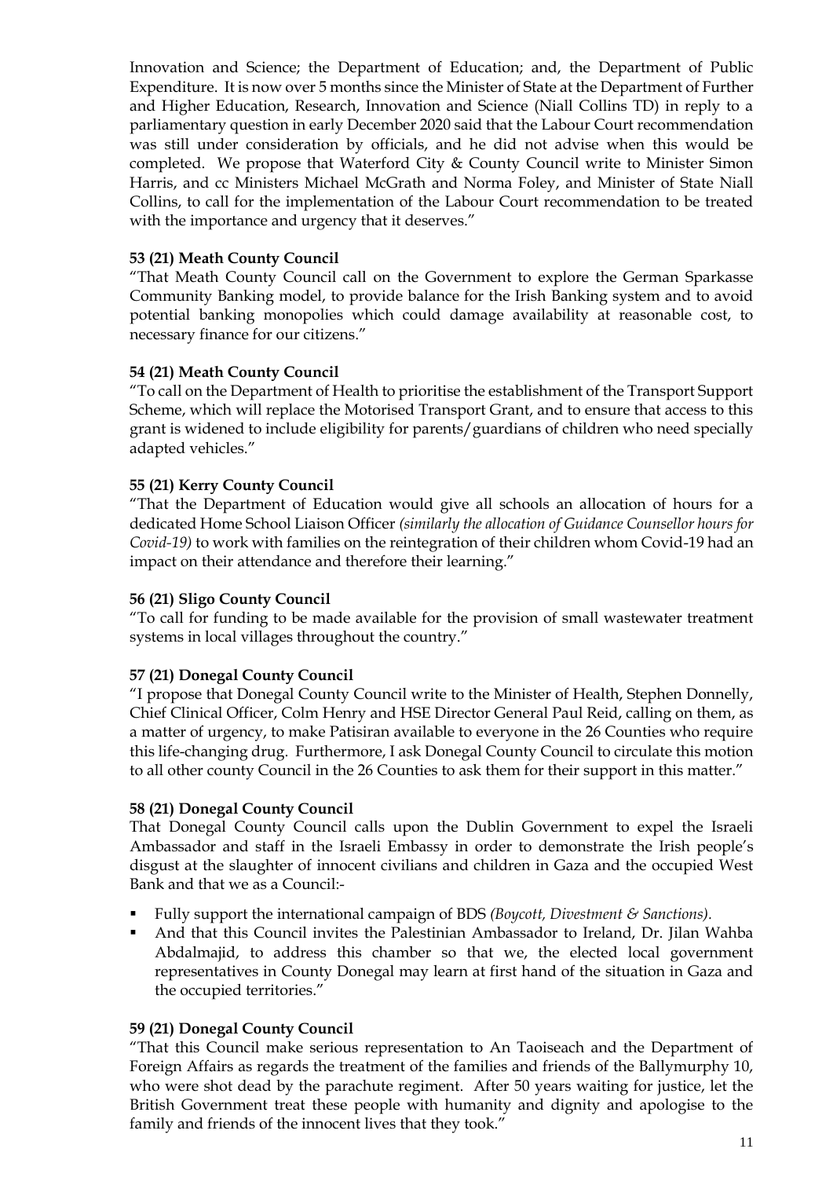Innovation and Science; the Department of Education; and, the Department of Public Expenditure. It is now over 5 months since the Minister of State at the Department of Further and Higher Education, Research, Innovation and Science (Niall Collins TD) in reply to a parliamentary question in early December 2020 said that the Labour Court recommendation was still under consideration by officials, and he did not advise when this would be completed. We propose that Waterford City & County Council write to Minister Simon Harris, and cc Ministers Michael McGrath and Norma Foley, and Minister of State Niall Collins, to call for the implementation of the Labour Court recommendation to be treated with the importance and urgency that it deserves."

**53 (21) Meath County Council**

"That Meath County Council call on the Government to explore the German Sparkasse Community Banking model, to provide balance for the Irish Banking system and to avoid potential banking monopolies which could damage availability at reasonable cost, to necessary finance for our citizens."

**54 (21) Meath County Council**

"To call on the Department of Health to prioritise the establishment of the Transport Support Scheme, which will replace the Motorised Transport Grant, and to ensure that access to this grant is widened to include eligibility for parents/guardians of children who need specially adapted vehicles."

**55 (21) Kerry County Council**

"That the Department of Education would give all schools an allocation of hours for a dedicated Home School Liaison Officer *(similarly the allocation of Guidance Counsellor hours for Covid-19)* to work with families on the reintegration of their children whom Covid-19 had an impact on their attendance and therefore their learning."

**56 (21) Sligo County Council**

"To call for funding to be made available for the provision of small wastewater treatment systems in local villages throughout the country."

**57 (21) Donegal County Council**

"I propose that Donegal County Council write to the Minister of Health, Stephen Donnelly, Chief Clinical Officer, Colm Henry and HSE Director General Paul Reid, calling on them, as a matter of urgency, to make Patisiran available to everyone in the 26 Counties who require this life-changing drug. Furthermore, I ask Donegal County Council to circulate this motion to all other county Council in the 26 Counties to ask them for their support in this matter."

**58 (21) Donegal County Council**

That Donegal County Council calls upon the Dublin Government to expel the Israeli Ambassador and staff in the Israeli Embassy in order to demonstrate the Irish people's disgust at the slaughter of innocent civilians and children in Gaza and the occupied West Bank and that we as a Council:-

- Fully support the international campaign of BDS *(Boycott, Divestment & Sanctions).*
- And that this Council invites the Palestinian Ambassador to Ireland, Dr. Jilan Wahba Abdalmajid, to address this chamber so that we, the elected local government representatives in County Donegal may learn at first hand of the situation in Gaza and the occupied territories."

**59 (21) Donegal County Council**

"That this Council make serious representation to An Taoiseach and the Department of Foreign Affairs as regards the treatment of the families and friends of the Ballymurphy 10, who were shot dead by the parachute regiment. After 50 years waiting for justice, let the British Government treat these people with humanity and dignity and apologise to the family and friends of the innocent lives that they took."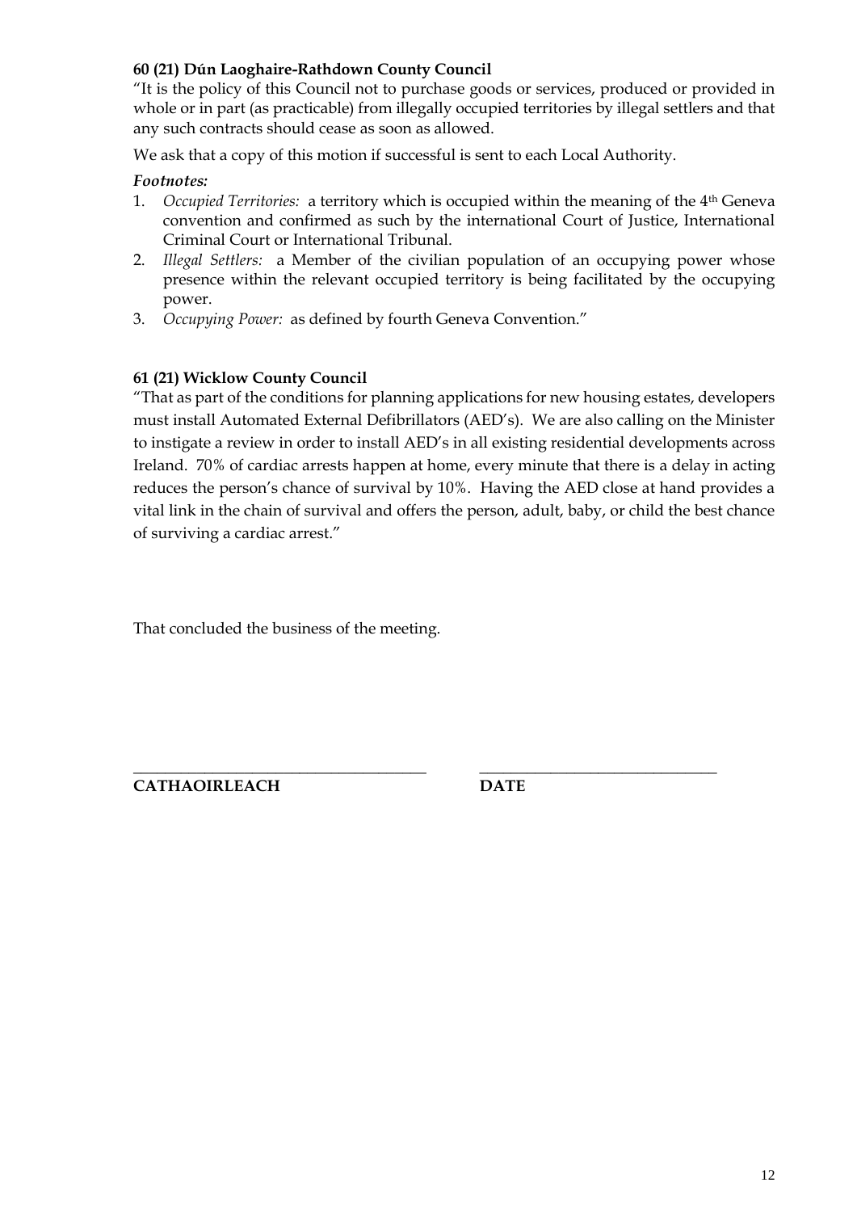**60 (21) Dún Laoghaire-Rathdown County Council**

"It is the policy of this Council not to purchase goods or services, produced or provided in whole or in part (as practicable) from illegally occupied territories by illegal settlers and that any such contracts should cease as soon as allowed.

We ask that a copy of this motion if successful is sent to each Local Authority.

***Footnotes:***

1. *Occupied Territories:* a territory which is occupied within the meaning of the 4th Geneva convention and confirmed as such by the international Court of Justice, International Criminal Court or International Tribunal.
2. *Illegal Settlers:* a Member of the civilian population of an occupying power whose presence within the relevant occupied territory is being facilitated by the occupying power.
3. *Occupying Power:* as defined by fourth Geneva Convention."

**61 (21) Wicklow County Council**

"That as part of the conditions for planning applications for new housing estates, developers must install Automated External Defibrillators (AED's). We are also calling on the Minister to instigate a review in order to install AED's in all existing residential developments across Ireland. 70% of cardiac arrests happen at home, every minute that there is a delay in acting reduces the person's chance of survival by 10%. Having the AED close at hand provides a vital link in the chain of survival and offers the person, adult, baby, or child the best chance of surviving a cardiac arrest."

That concluded the business of the meeting.

\_\_\_\_\_\_\_\_\_\_\_\_\_\_\_\_\_\_\_\_\_\_\_\_\_\_\_\_\_\_\_\_\_\_\_\_ \_\_\_\_\_\_\_\_\_\_\_\_\_\_\_\_\_\_\_\_\_\_\_\_\_\_\_\_\_\_

**CATHAOIRLEACH** **DATE**